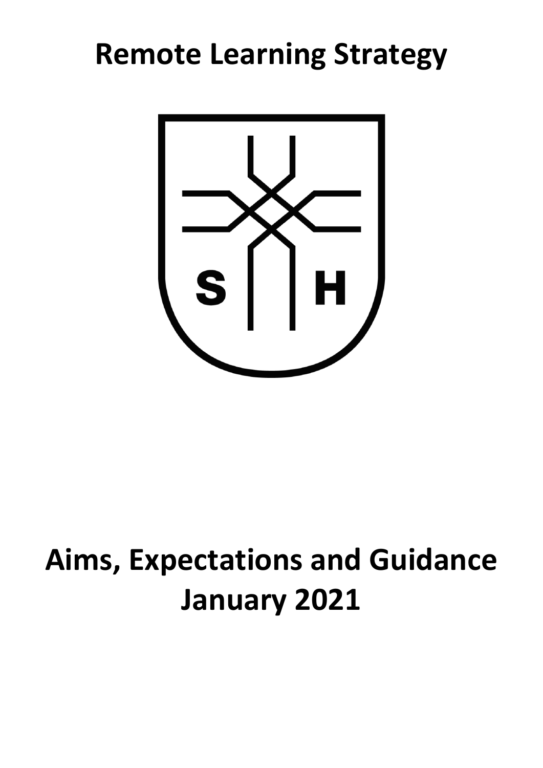# Remote Learning Strategy

S H

# Aims, Expectations and Guidance
# January 2021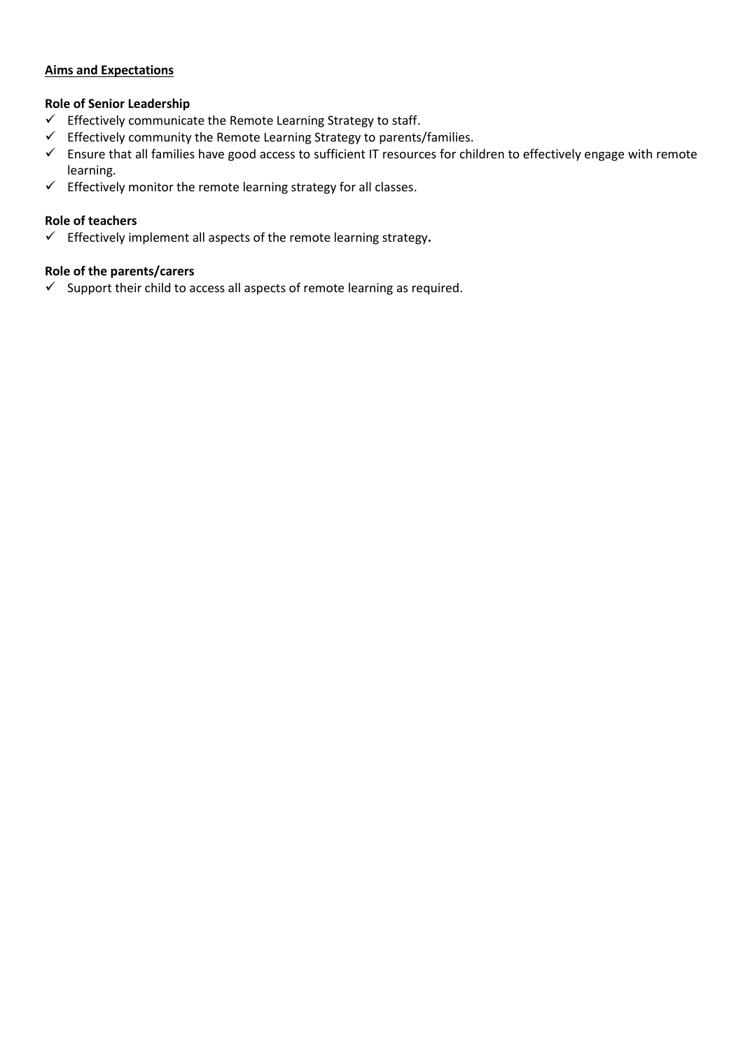**<u>Aims and Expectations</u>**

**Role of Senior Leadership**

- ✓ Effectively communicate the Remote Learning Strategy to staff.
- ✓ Effectively community the Remote Learning Strategy to parents/families.
- ✓ Ensure that all families have good access to sufficient IT resources for children to effectively engage with remote learning.
- ✓ Effectively monitor the remote learning strategy for all classes.

**Role of teachers**

- ✓ Effectively implement all aspects of the remote learning strategy**.**

**Role of the parents/carers**

- ✓ Support their child to access all aspects of remote learning as required.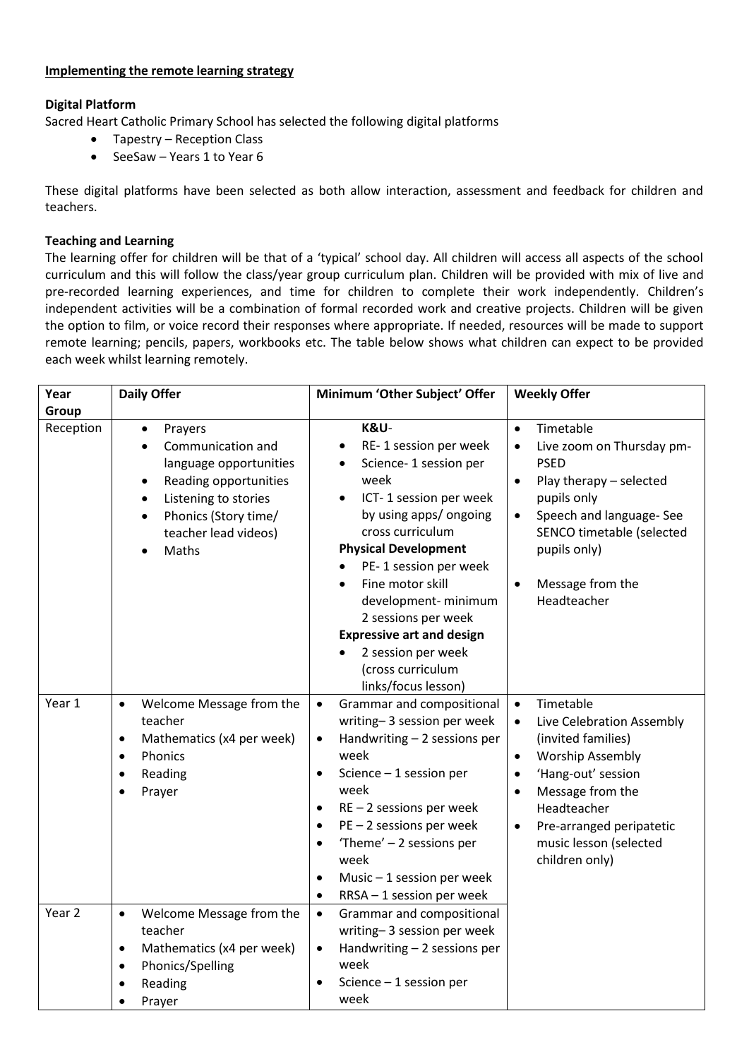**Implementing the remote learning strategy**

**Digital Platform**

Sacred Heart Catholic Primary School has selected the following digital platforms

- Tapestry – Reception Class
- SeeSaw – Years 1 to Year 6

These digital platforms have been selected as both allow interaction, assessment and feedback for children and teachers.

**Teaching and Learning**

The learning offer for children will be that of a 'typical' school day. All children will access all aspects of the school curriculum and this will follow the class/year group curriculum plan. Children will be provided with mix of live and pre-recorded learning experiences, and time for children to complete their work independently. Children's independent activities will be a combination of formal recorded work and creative projects. Children will be given the option to film, or voice record their responses where appropriate. If needed, resources will be made to support remote learning; pencils, papers, workbooks etc. The table below shows what children can expect to be provided each week whilst learning remotely.

| Year Group | Daily Offer | Minimum 'Other Subject' Offer | Weekly Offer |
|---|---|---|---|
| Reception | • Prayers<br>• Communication and language opportunities<br>• Reading opportunities<br>• Listening to stories<br>• Phonics (Story time/ teacher lead videos)<br>• Maths | **K&U**-<br>• RE- 1 session per week<br>• Science- 1 session per week<br>• ICT- 1 session per week by using apps/ ongoing cross curriculum<br>**Physical Development**<br>• PE- 1 session per week<br>• Fine motor skill development- minimum 2 sessions per week<br>**Expressive art and design**<br>• 2 session per week (cross curriculum links/focus lesson) | • Timetable<br>• Live zoom on Thursday pm- PSED<br>• Play therapy – selected pupils only<br>• Speech and language- See SENCO timetable (selected pupils only)<br>• Message from the Headteacher |
| Year 1 | • Welcome Message from the teacher<br>• Mathematics (x4 per week)<br>• Phonics<br>• Reading<br>• Prayer | • Grammar and compositional writing– 3 session per week<br>• Handwriting – 2 sessions per week<br>• Science – 1 session per week<br>• RE – 2 sessions per week<br>• PE – 2 sessions per week<br>• 'Theme' – 2 sessions per week<br>• Music – 1 session per week<br>• RRSA – 1 session per week | • Timetable<br>• Live Celebration Assembly (invited families)<br>• Worship Assembly<br>• 'Hang-out' session<br>• Message from the Headteacher<br>• Pre-arranged peripatetic music lesson (selected children only) |
| Year 2 | • Welcome Message from the teacher<br>• Mathematics (x4 per week)<br>• Phonics/Spelling<br>• Reading<br>• Prayer | • Grammar and compositional writing– 3 session per week<br>• Handwriting – 2 sessions per week<br>• Science – 1 session per week | |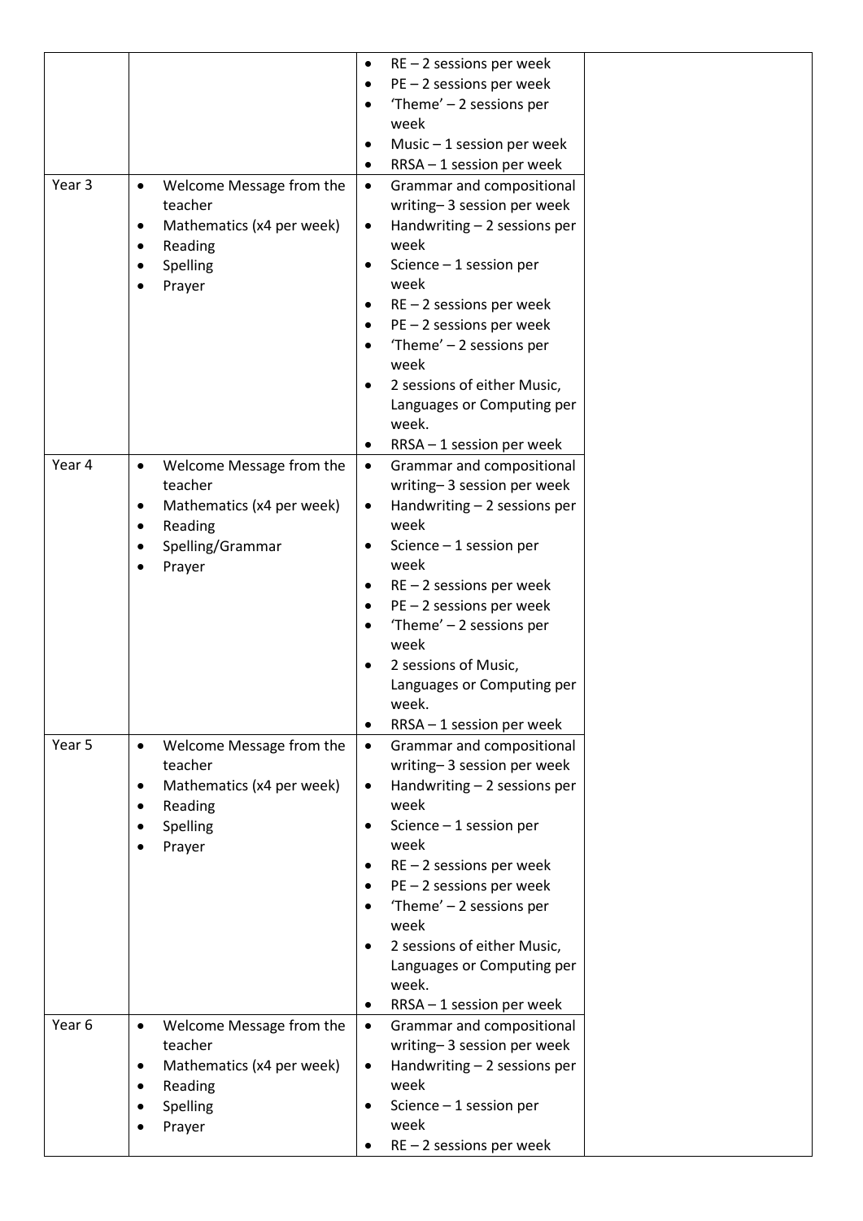| | | | |
|---|---|---|---|
| | | • RE – 2 sessions per week<br>• PE – 2 sessions per week<br>• 'Theme' – 2 sessions per week<br>• Music – 1 session per week<br>• RRSA – 1 session per week | |
| Year 3 | • Welcome Message from the teacher<br>• Mathematics (x4 per week)<br>• Reading<br>• Spelling<br>• Prayer | • Grammar and compositional writing– 3 session per week<br>• Handwriting – 2 sessions per week<br>• Science – 1 session per week<br>• RE – 2 sessions per week<br>• PE – 2 sessions per week<br>• 'Theme' – 2 sessions per week<br>• 2 sessions of either Music, Languages or Computing per week.<br>• RRSA – 1 session per week | |
| Year 4 | • Welcome Message from the teacher<br>• Mathematics (x4 per week)<br>• Reading<br>• Spelling/Grammar<br>• Prayer | • Grammar and compositional writing– 3 session per week<br>• Handwriting – 2 sessions per week<br>• Science – 1 session per week<br>• RE – 2 sessions per week<br>• PE – 2 sessions per week<br>• 'Theme' – 2 sessions per week<br>• 2 sessions of Music, Languages or Computing per week.<br>• RRSA – 1 session per week | |
| Year 5 | • Welcome Message from the teacher<br>• Mathematics (x4 per week)<br>• Reading<br>• Spelling<br>• Prayer | • Grammar and compositional writing– 3 session per week<br>• Handwriting – 2 sessions per week<br>• Science – 1 session per week<br>• RE – 2 sessions per week<br>• PE – 2 sessions per week<br>• 'Theme' – 2 sessions per week<br>• 2 sessions of either Music, Languages or Computing per week.<br>• RRSA – 1 session per week | |
| Year 6 | • Welcome Message from the teacher<br>• Mathematics (x4 per week)<br>• Reading<br>• Spelling<br>• Prayer | • Grammar and compositional writing– 3 session per week<br>• Handwriting – 2 sessions per week<br>• Science – 1 session per week<br>• RE – 2 sessions per week | |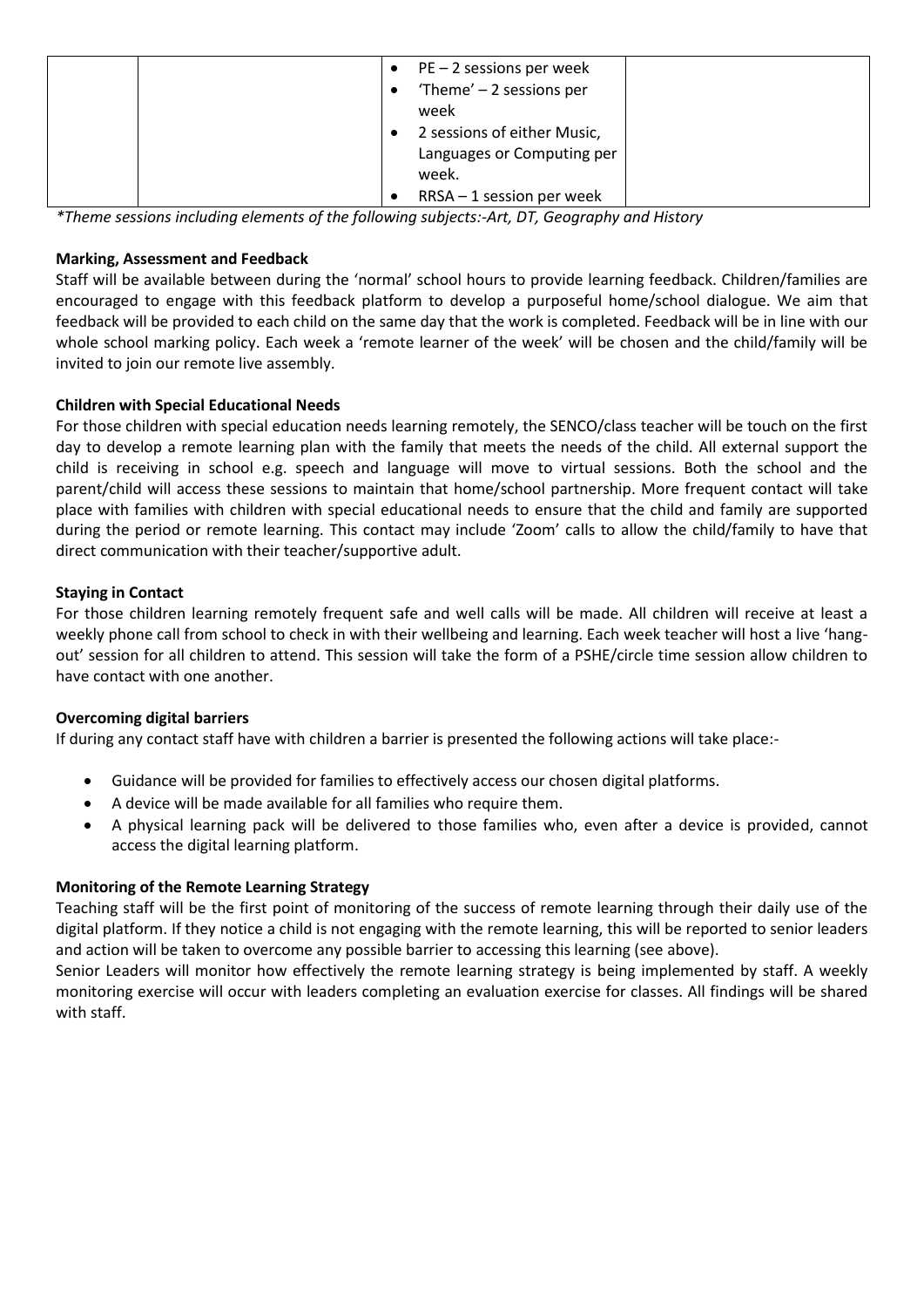| | | | |
|---|---|---|---|
| | | • PE – 2 sessions per week<br>• 'Theme' – 2 sessions per week<br>• 2 sessions of either Music, Languages or Computing per week.<br>• RRSA – 1 session per week | |

*\*Theme sessions including elements of the following subjects:-Art, DT, Geography and History*

**Marking, Assessment and Feedback**

Staff will be available between during the 'normal' school hours to provide learning feedback. Children/families are encouraged to engage with this feedback platform to develop a purposeful home/school dialogue. We aim that feedback will be provided to each child on the same day that the work is completed. Feedback will be in line with our whole school marking policy. Each week a 'remote learner of the week' will be chosen and the child/family will be invited to join our remote live assembly.

**Children with Special Educational Needs**

For those children with special education needs learning remotely, the SENCO/class teacher will be touch on the first day to develop a remote learning plan with the family that meets the needs of the child. All external support the child is receiving in school e.g. speech and language will move to virtual sessions. Both the school and the parent/child will access these sessions to maintain that home/school partnership. More frequent contact will take place with families with children with special educational needs to ensure that the child and family are supported during the period or remote learning. This contact may include 'Zoom' calls to allow the child/family to have that direct communication with their teacher/supportive adult.

**Staying in Contact**

For those children learning remotely frequent safe and well calls will be made. All children will receive at least a weekly phone call from school to check in with their wellbeing and learning. Each week teacher will host a live 'hang-out' session for all children to attend. This session will take the form of a PSHE/circle time session allow children to have contact with one another.

**Overcoming digital barriers**

If during any contact staff have with children a barrier is presented the following actions will take place:-

- Guidance will be provided for families to effectively access our chosen digital platforms.
- A device will be made available for all families who require them.
- A physical learning pack will be delivered to those families who, even after a device is provided, cannot access the digital learning platform.

**Monitoring of the Remote Learning Strategy**

Teaching staff will be the first point of monitoring of the success of remote learning through their daily use of the digital platform. If they notice a child is not engaging with the remote learning, this will be reported to senior leaders and action will be taken to overcome any possible barrier to accessing this learning (see above).

Senior Leaders will monitor how effectively the remote learning strategy is being implemented by staff. A weekly monitoring exercise will occur with leaders completing an evaluation exercise for classes. All findings will be shared with staff.